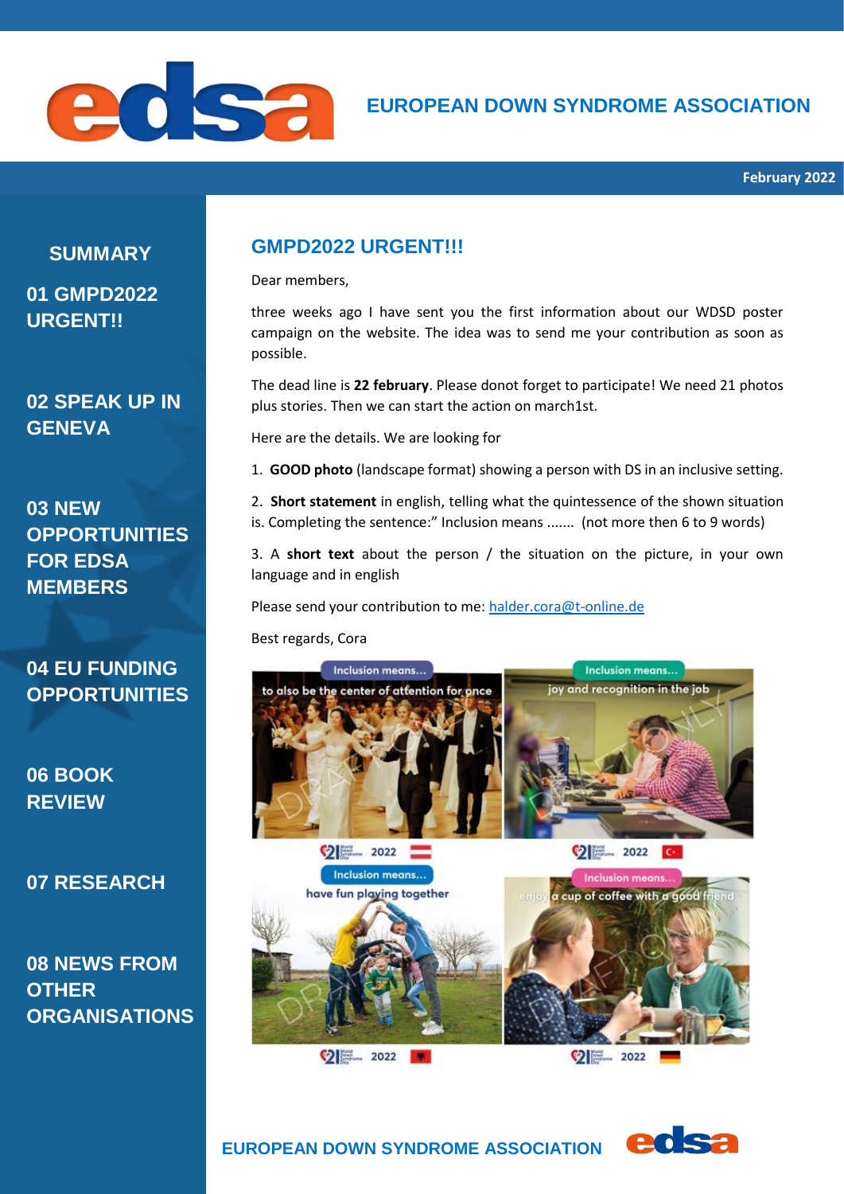# EUROPEAN DOWN SYNDROME ASSOCIATION

February 2022

**SUMMARY**

**01 GMPD2022 URGENT!!**

**02 SPEAK UP IN GENEVA**

**03 NEW OPPORTUNITIES FOR EDSA MEMBERS**

**04 EU FUNDING OPPORTUNITIES**

**06 BOOK REVIEW**

**07 RESEARCH**

**08 NEWS FROM OTHER ORGANISATIONS**

## GMPD2022 URGENT!!!

Dear members,

three weeks ago I have sent you the first information about our WDSD poster campaign on the website. The idea was to send me your contribution as soon as possible.

The dead line is **22 february**. Please donot forget to participate! We need 21 photos plus stories. Then we can start the action on march1st.

Here are the details. We are looking for

1. **GOOD photo** (landscape format) showing a person with DS in an inclusive setting.
2. **Short statement** in english, telling what the quintessence of the shown situation is. Completing the sentence:" Inclusion means ....... (not more then 6 to 9 words)
3. A **short text** about the person / the situation on the picture, in your own language and in english

Please send your contribution to me: halder.cora@t-online.de

Best regards, Cora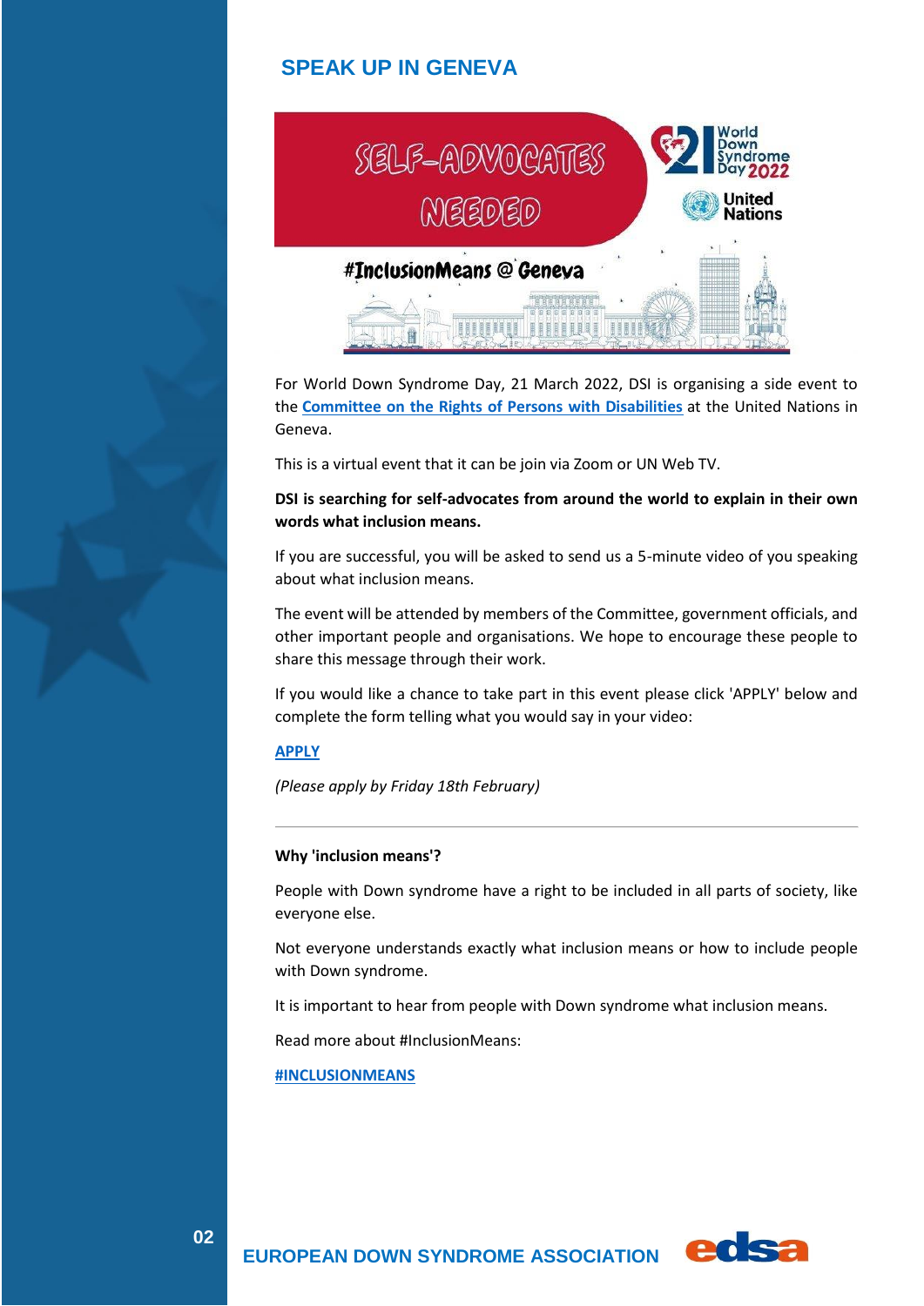## SPEAK UP IN GENEVA

For World Down Syndrome Day, 21 March 2022, DSI is organising a side event to the **Committee on the Rights of Persons with Disabilities** at the United Nations in Geneva.

This is a virtual event that it can be join via Zoom or UN Web TV.

**DSI is searching for self-advocates from around the world to explain in their own words what inclusion means.**

If you are successful, you will be asked to send us a 5-minute video of you speaking about what inclusion means.

The event will be attended by members of the Committee, government officials, and other important people and organisations. We hope to encourage these people to share this message through their work.

If you would like a chance to take part in this event please click 'APPLY' below and complete the form telling what you would say in your video:

**APPLY**

*(Please apply by Friday 18th February)*

---

**Why 'inclusion means'?**

People with Down syndrome have a right to be included in all parts of society, like everyone else.

Not everyone understands exactly what inclusion means or how to include people with Down syndrome.

It is important to hear from people with Down syndrome what inclusion means.

Read more about #InclusionMeans:

**#INCLUSIONMEANS**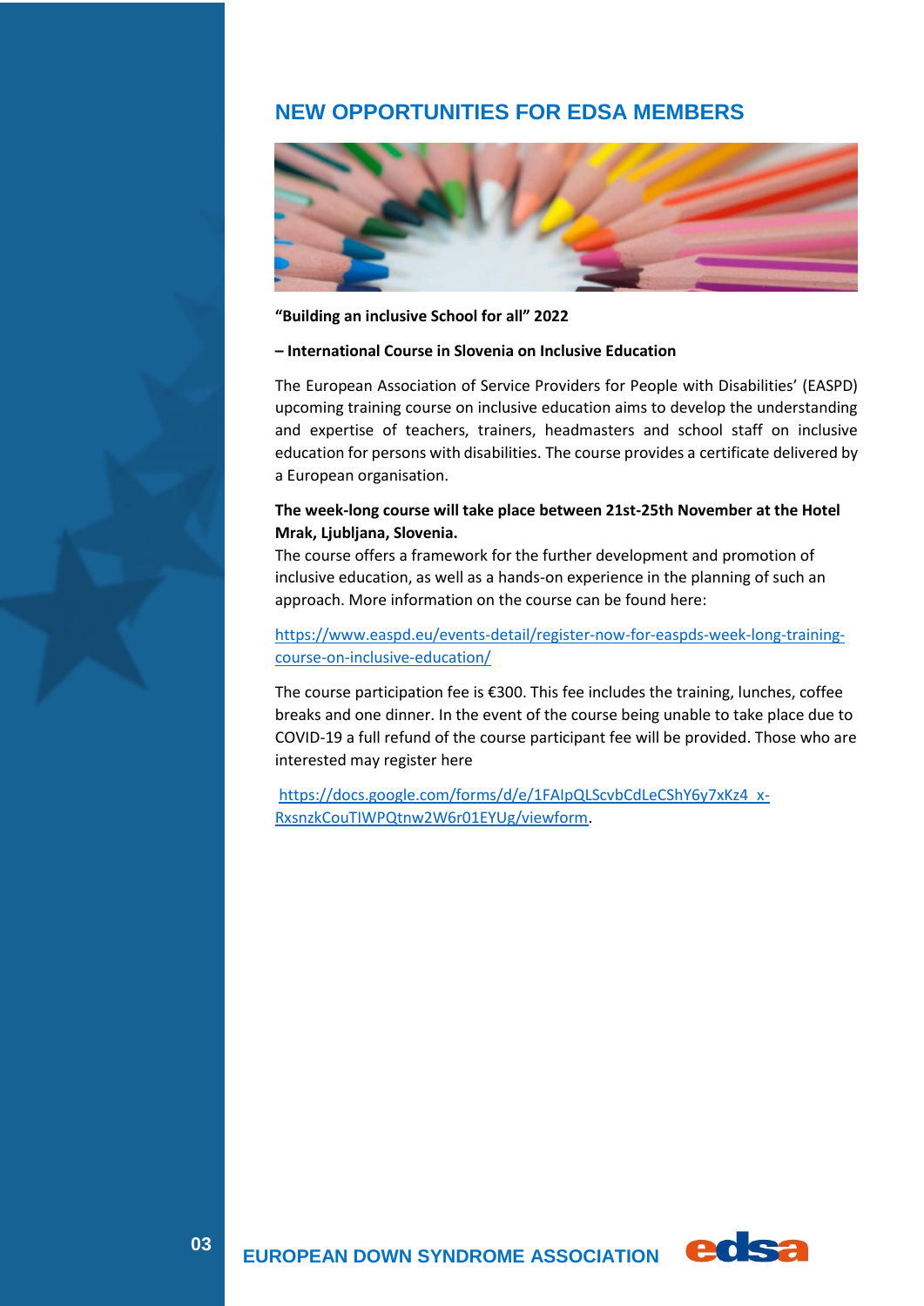## NEW OPPORTUNITIES FOR EDSA MEMBERS

**"Building an inclusive School for all" 2022**

**– International Course in Slovenia on Inclusive Education**

The European Association of Service Providers for People with Disabilities' (EASPD) upcoming training course on inclusive education aims to develop the understanding and expertise of teachers, trainers, headmasters and school staff on inclusive education for persons with disabilities. The course provides a certificate delivered by a European organisation.

**The week-long course will take place between 21st-25th November at the Hotel Mrak, Ljubljana, Slovenia.**

The course offers a framework for the further development and promotion of inclusive education, as well as a hands-on experience in the planning of such an approach. More information on the course can be found here:

https://www.easpd.eu/events-detail/register-now-for-easpds-week-long-training-course-on-inclusive-education/

The course participation fee is €300. This fee includes the training, lunches, coffee breaks and one dinner. In the event of the course being unable to take place due to COVID-19 a full refund of the course participant fee will be provided. Those who are interested may register here

https://docs.google.com/forms/d/e/1FAIpQLScvbCdLeCShY6y7xKz4_x-RxsnzkCouTIWPQtnw2W6r01EYUg/viewform.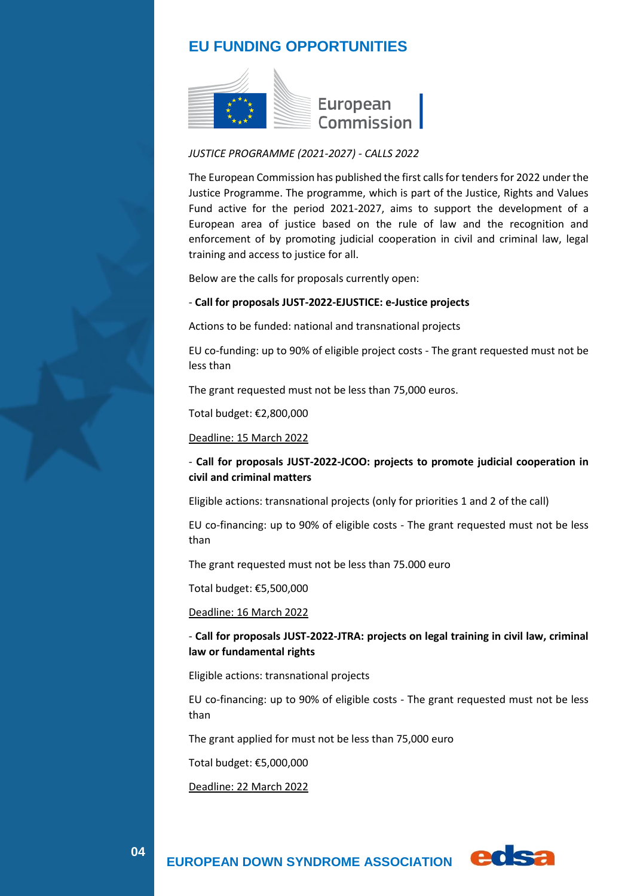## EU FUNDING OPPORTUNITIES

European Commission

*JUSTICE PROGRAMME (2021-2027) - CALLS 2022*

The European Commission has published the first calls for tenders for 2022 under the Justice Programme. The programme, which is part of the Justice, Rights and Values Fund active for the period 2021-2027, aims to support the development of a European area of justice based on the rule of law and the recognition and enforcement of by promoting judicial cooperation in civil and criminal law, legal training and access to justice for all.

Below are the calls for proposals currently open:

- **Call for proposals JUST-2022-EJUSTICE: e-Justice projects**

Actions to be funded: national and transnational projects

EU co-funding: up to 90% of eligible project costs - The grant requested must not be less than

The grant requested must not be less than 75,000 euros.

Total budget: €2,800,000

Deadline: 15 March 2022

- **Call for proposals JUST-2022-JCOO: projects to promote judicial cooperation in civil and criminal matters**

Eligible actions: transnational projects (only for priorities 1 and 2 of the call)

EU co-financing: up to 90% of eligible costs - The grant requested must not be less than

The grant requested must not be less than 75.000 euro

Total budget: €5,500,000

Deadline: 16 March 2022

- **Call for proposals JUST-2022-JTRA: projects on legal training in civil law, criminal law or fundamental rights**

Eligible actions: transnational projects

EU co-financing: up to 90% of eligible costs - The grant requested must not be less than

The grant applied for must not be less than 75,000 euro

Total budget: €5,000,000

Deadline: 22 March 2022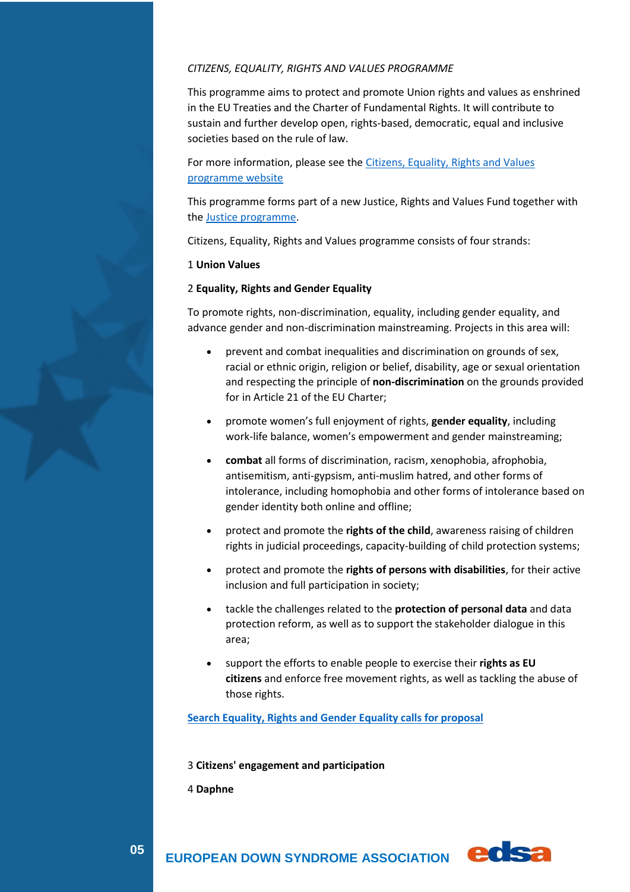*CITIZENS, EQUALITY, RIGHTS AND VALUES PROGRAMME*

This programme aims to protect and promote Union rights and values as enshrined in the EU Treaties and the Charter of Fundamental Rights. It will contribute to sustain and further develop open, rights-based, democratic, equal and inclusive societies based on the rule of law.

For more information, please see the Citizens, Equality, Rights and Values programme website

This programme forms part of a new Justice, Rights and Values Fund together with the Justice programme.

Citizens, Equality, Rights and Values programme consists of four strands:

1 **Union Values**

2 **Equality, Rights and Gender Equality**

To promote rights, non-discrimination, equality, including gender equality, and advance gender and non-discrimination mainstreaming. Projects in this area will:

- prevent and combat inequalities and discrimination on grounds of sex, racial or ethnic origin, religion or belief, disability, age or sexual orientation and respecting the principle of **non-discrimination** on the grounds provided for in Article 21 of the EU Charter;
- promote women's full enjoyment of rights, **gender equality**, including work-life balance, women's empowerment and gender mainstreaming;
- **combat** all forms of discrimination, racism, xenophobia, afrophobia, antisemitism, anti-gypsism, anti-muslim hatred, and other forms of intolerance, including homophobia and other forms of intolerance based on gender identity both online and offline;
- protect and promote the **rights of the child**, awareness raising of children rights in judicial proceedings, capacity-building of child protection systems;
- protect and promote the **rights of persons with disabilities**, for their active inclusion and full participation in society;
- tackle the challenges related to the **protection of personal data** and data protection reform, as well as to support the stakeholder dialogue in this area;
- support the efforts to enable people to exercise their **rights as EU citizens** and enforce free movement rights, as well as tackling the abuse of those rights.

**Search Equality, Rights and Gender Equality calls for proposal**

3 **Citizens' engagement and participation**

4 **Daphne**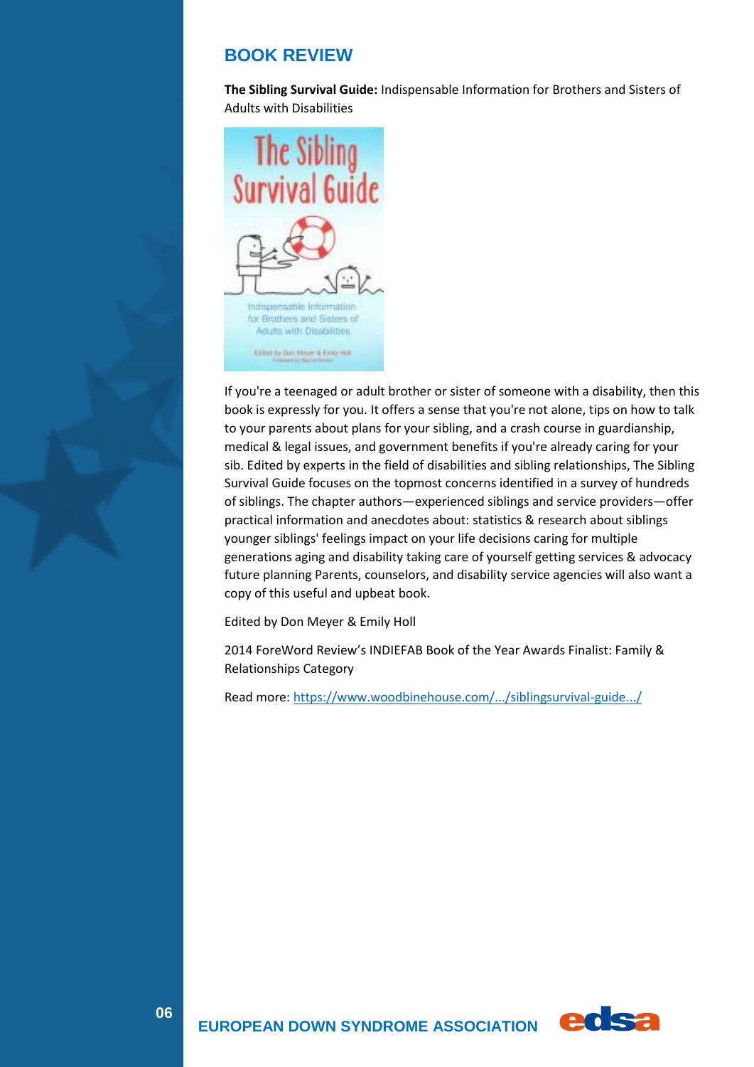## BOOK REVIEW

**The Sibling Survival Guide:** Indispensable Information for Brothers and Sisters of Adults with Disabilities

If you're a teenaged or adult brother or sister of someone with a disability, then this book is expressly for you. It offers a sense that you're not alone, tips on how to talk to your parents about plans for your sibling, and a crash course in guardianship, medical & legal issues, and government benefits if you're already caring for your sib. Edited by experts in the field of disabilities and sibling relationships, The Sibling Survival Guide focuses on the topmost concerns identified in a survey of hundreds of siblings. The chapter authors—experienced siblings and service providers—offer practical information and anecdotes about: statistics & research about siblings younger siblings' feelings impact on your life decisions caring for multiple generations aging and disability taking care of yourself getting services & advocacy future planning Parents, counselors, and disability service agencies will also want a copy of this useful and upbeat book.

Edited by Don Meyer & Emily Holl

2014 ForeWord Review's INDIEFAB Book of the Year Awards Finalist: Family & Relationships Category

Read more: https://www.woodbinehouse.com/.../siblingsurvival-guide.../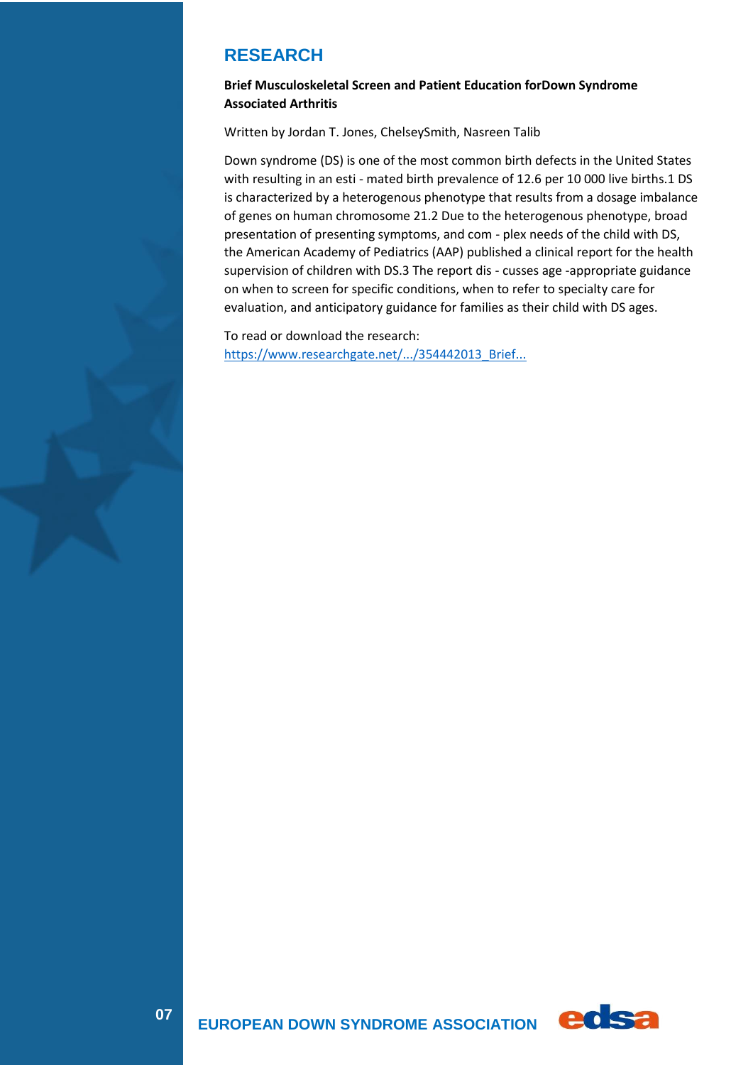# RESEARCH

**Brief Musculoskeletal Screen and Patient Education forDown Syndrome Associated Arthritis**

Written by Jordan T. Jones, ChelseySmith, Nasreen Talib

Down syndrome (DS) is one of the most common birth defects in the United States with resulting in an esti - mated birth prevalence of 12.6 per 10 000 live births.1 DS is characterized by a heterogenous phenotype that results from a dosage imbalance of genes on human chromosome 21.2 Due to the heterogenous phenotype, broad presentation of presenting symptoms, and com - plex needs of the child with DS, the American Academy of Pediatrics (AAP) published a clinical report for the health supervision of children with DS.3 The report dis - cusses age -appropriate guidance on when to screen for specific conditions, when to refer to specialty care for evaluation, and anticipatory guidance for families as their child with DS ages.

To read or download the research:
https://www.researchgate.net/.../354442013_Brief...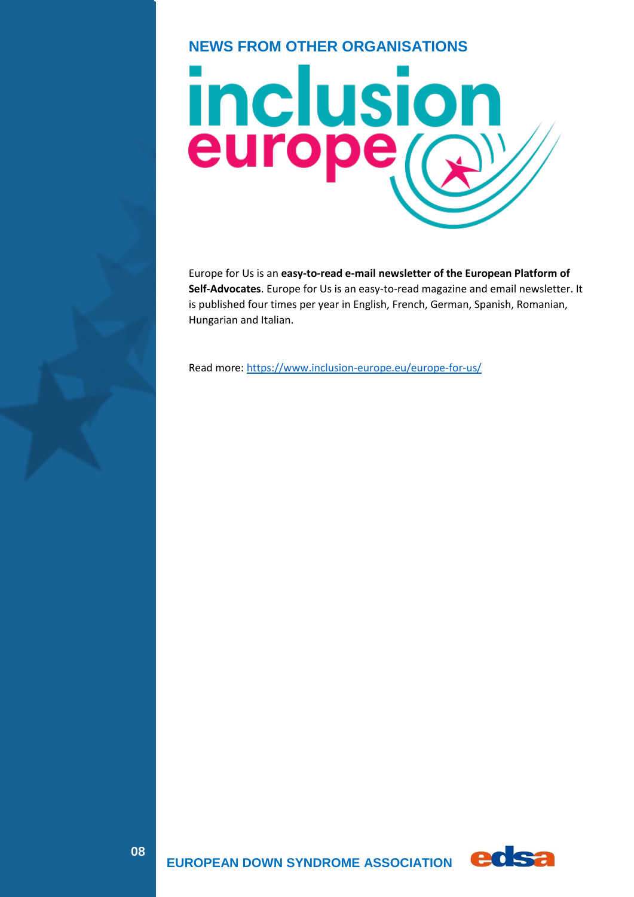## NEWS FROM OTHER ORGANISATIONS

inclusion europe

Europe for Us is an **easy-to-read e-mail newsletter of the European Platform of Self-Advocates**. Europe for Us is an easy-to-read magazine and email newsletter. It is published four times per year in English, French, German, Spanish, Romanian, Hungarian and Italian.

Read more: https://www.inclusion-europe.eu/europe-for-us/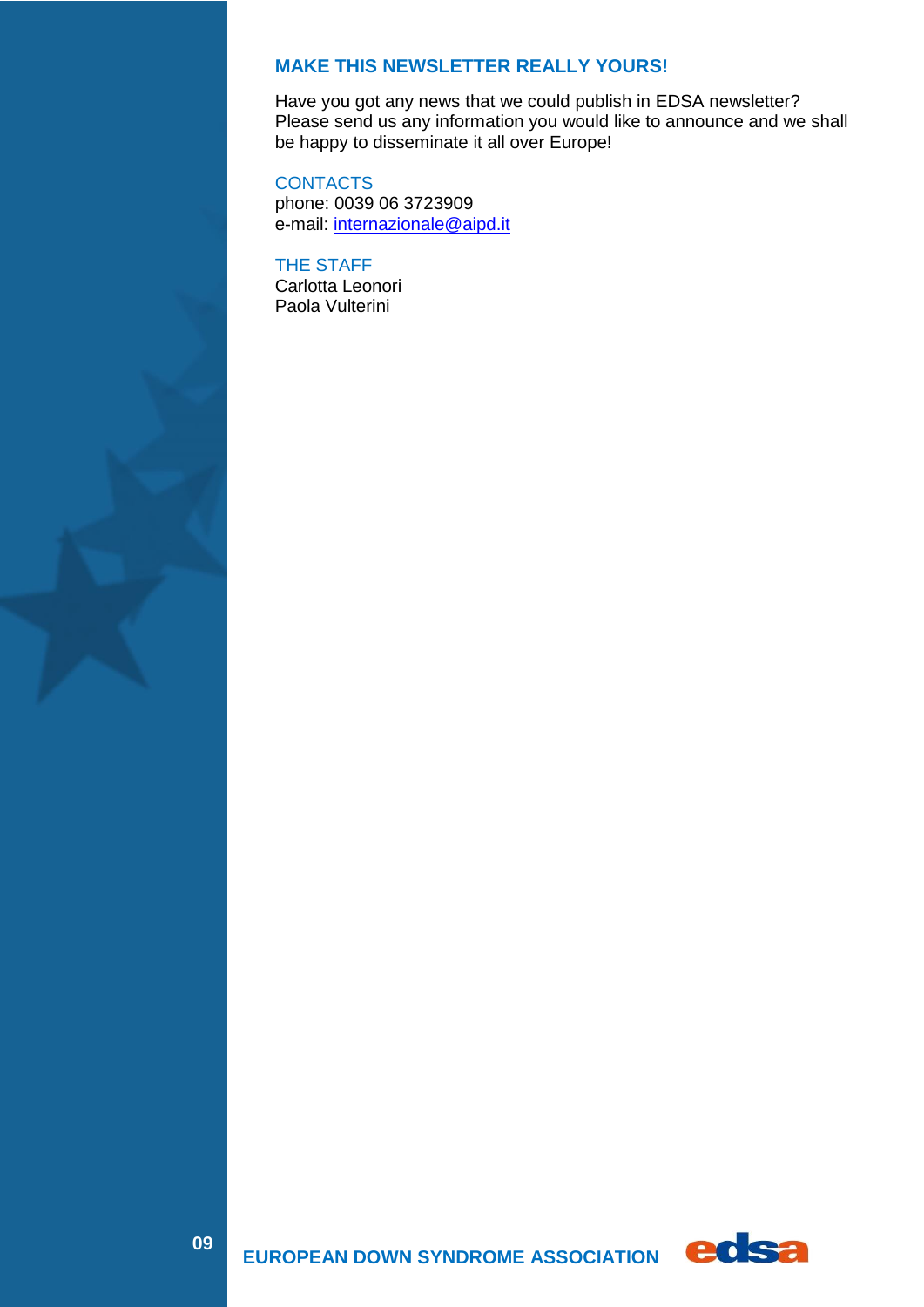## MAKE THIS NEWSLETTER REALLY YOURS!

Have you got any news that we could publish in EDSA newsletter? Please send us any information you would like to announce and we shall be happy to disseminate it all over Europe!

### CONTACTS

phone: 0039 06 3723909
e-mail: internazionale@aipd.it

### THE STAFF

Carlotta Leonori
Paola Vulterini